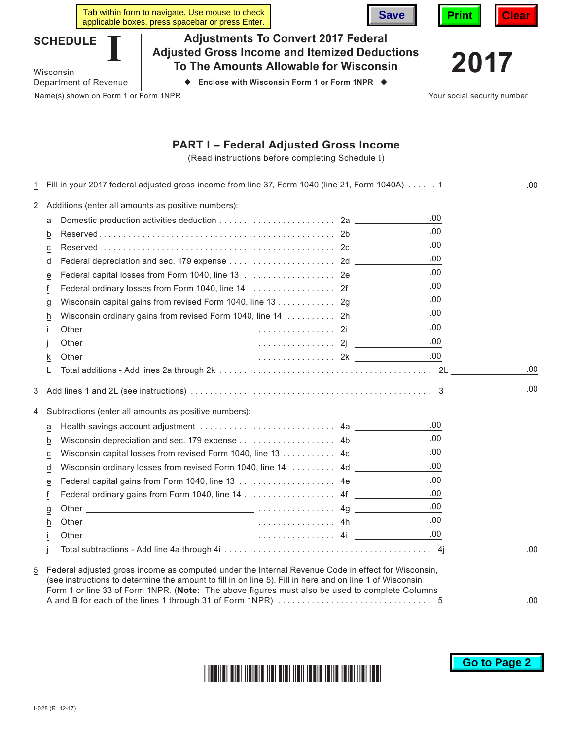Tab within form to navigate. Use mouse to check applicable boxes, press spacebar or press Enter.

Save | Print | Clear

# SCHEDULE I

Wisconsin Department of Revenue

## Adjustments To Convert 2017 Federal Adjusted Gross Income and Itemized Deductions To The Amounts Allowable for Wisconsin

◆ Enclose with Wisconsin Form 1 or Form 1NPR ◆

**2017**

Name(s) shown on Form 1 or Form 1NPR | Your social security number

## PART I – Federal Adjusted Gross Income

(Read instructions before completing Schedule I)

1 Fill in your 2017 federal adjusted gross income from line 37, Form 1040 (line 21, Form 1040A) . . . . . . 1 ______ .00

2 Additions (enter all amounts as positive numbers):

| | | Line | Amount | Total |
|---|---|---|---|---|
| a | Domestic production activities deduction | 2a | .00 | |
| b | Reserved | 2b | .00 | |
| c | Reserved | 2c | .00 | |
| d | Federal depreciation and sec. 179 expense | 2d | .00 | |
| e | Federal capital losses from Form 1040, line 13 | 2e | .00 | |
| f | Federal ordinary losses from Form 1040, line 14 | 2f | .00 | |
| g | Wisconsin capital gains from revised Form 1040, line 13 | 2g | .00 | |
| h | Wisconsin ordinary gains from revised Form 1040, line 14 | 2h | .00 | |
| i | Other ______ | 2i | .00 | |
| j | Other ______ | 2j | .00 | |
| k | Other ______ | 2k | .00 | |
| L | Total additions - Add lines 2a through 2k | 2L | | .00 |

3 Add lines 1 and 2L (see instructions) . . . . . . 3 ______ .00

4 Subtractions (enter all amounts as positive numbers):

| | | Line | Amount | Total |
|---|---|---|---|---|
| a | Health savings account adjustment | 4a | .00 | |
| b | Wisconsin depreciation and sec. 179 expense | 4b | .00 | |
| c | Wisconsin capital losses from revised Form 1040, line 13 | 4c | .00 | |
| d | Wisconsin ordinary losses from revised Form 1040, line 14 | 4d | .00 | |
| e | Federal capital gains from Form 1040, line 13 | 4e | .00 | |
| f | Federal ordinary gains from Form 1040, line 14 | 4f | .00 | |
| g | Other ______ | 4g | .00 | |
| h | Other ______ | 4h | .00 | |
| i | Other ______ | 4i | .00 | |
| j | Total subtractions - Add line 4a through 4i | 4j | | .00 |

5 Federal adjusted gross income as computed under the Internal Revenue Code in effect for Wisconsin, (see instructions to determine the amount to fill in on line 5). Fill in here and on line 1 of Wisconsin Form 1 or line 33 of Form 1NPR. (**Note:** The above figures must also be used to complete Columns A and B for each of the lines 1 through 31 of Form 1NPR) . . . . . . 5 ______ .00

Go to Page 2

I-028 (R. 12-17)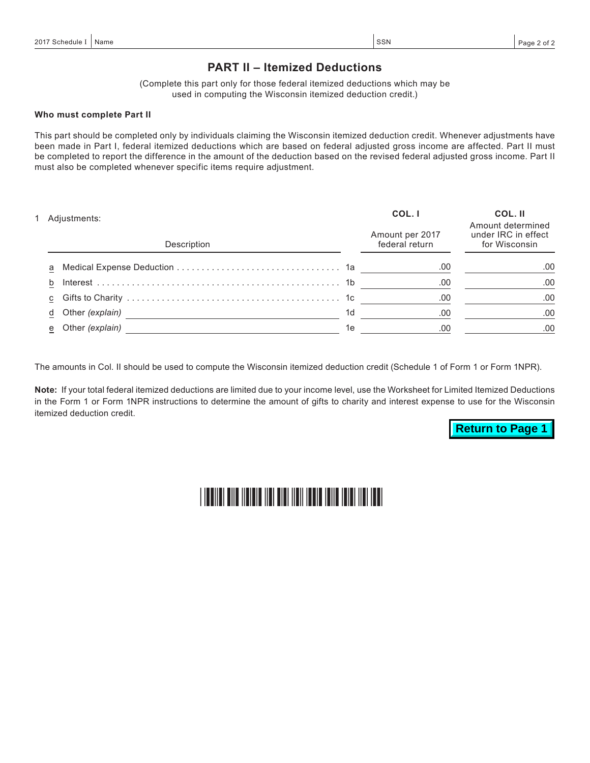## PART II – Itemized Deductions

(Complete this part only for those federal itemized deductions which may be used in computing the Wisconsin itemized deduction credit.)

**Who must complete Part II**

This part should be completed only by individuals claiming the Wisconsin itemized deduction credit. Whenever adjustments have been made in Part I, federal itemized deductions which are based on federal adjusted gross income are affected. Part II must be completed to report the difference in the amount of the deduction based on the revised federal adjusted gross income. Part II must also be completed whenever specific items require adjustment.

1 Adjustments:

| Description | | COL. I<br>Amount per 2017 federal return | COL. II<br>Amount determined under IRC in effect for Wisconsin |
|---|---|---|---|
| a Medical Expense Deduction | 1a | .00 | .00 |
| b Interest | 1b | .00 | .00 |
| c Gifts to Charity | 1c | .00 | .00 |
| d Other *(explain)* | 1d | .00 | .00 |
| e Other *(explain)* | 1e | .00 | .00 |

The amounts in Col. II should be used to compute the Wisconsin itemized deduction credit (Schedule 1 of Form 1 or Form 1NPR).

**Note:** If your total federal itemized deductions are limited due to your income level, use the Worksheet for Limited Itemized Deductions in the Form 1 or Form 1NPR instructions to determine the amount of gifts to charity and interest expense to use for the Wisconsin itemized deduction credit.

**Return to Page 1**